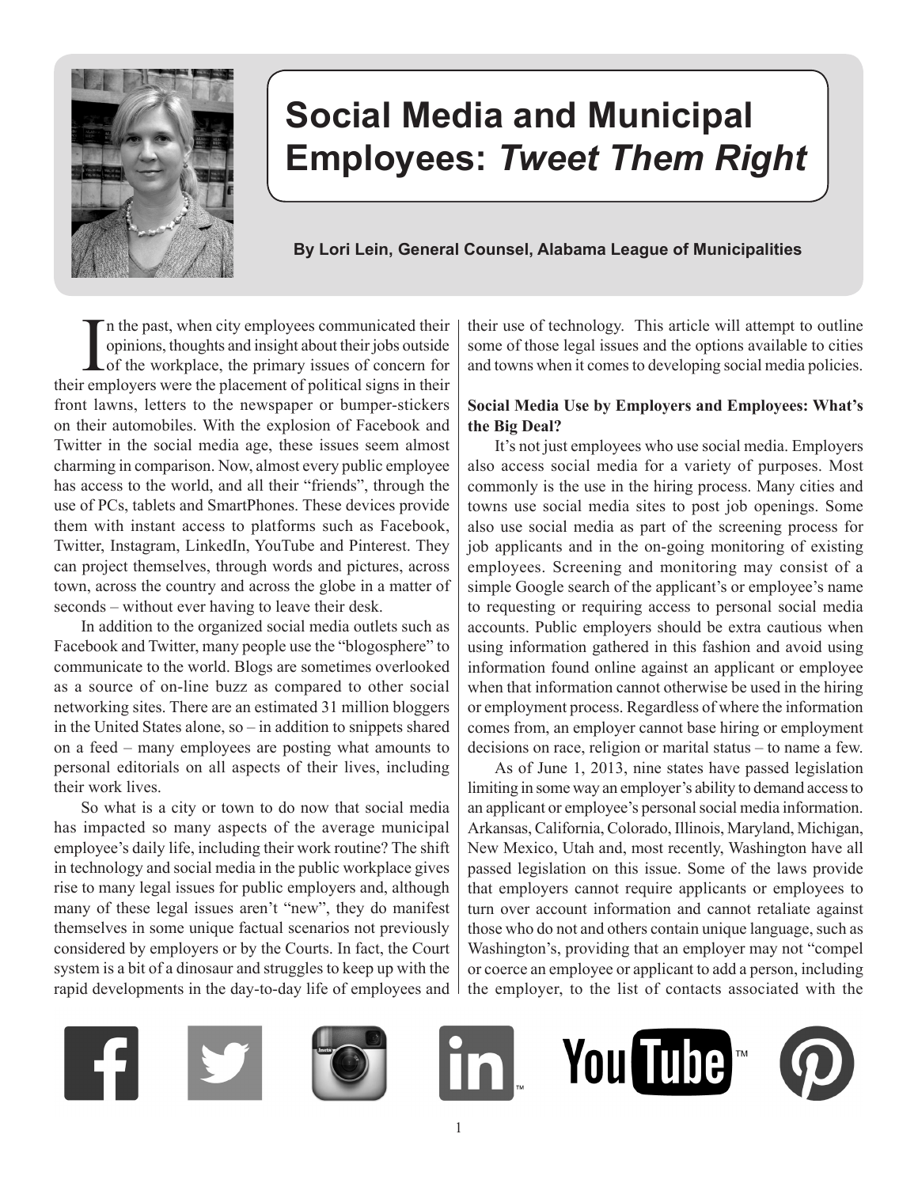# Social Media and Municipal Employees: *Tweet Them Right*

**By Lori Lein, General Counsel, Alabama League of Municipalities**

In the past, when city employees communicated their opinions, thoughts and insight about their jobs outside of the workplace, the primary issues of concern for their employers were the placement of political signs in their front lawns, letters to the newspaper or bumper-stickers on their automobiles. With the explosion of Facebook and Twitter in the social media age, these issues seem almost charming in comparison. Now, almost every public employee has access to the world, and all their "friends", through the use of PCs, tablets and SmartPhones. These devices provide them with instant access to platforms such as Facebook, Twitter, Instagram, LinkedIn, YouTube and Pinterest. They can project themselves, through words and pictures, across town, across the country and across the globe in a matter of seconds – without ever having to leave their desk.

In addition to the organized social media outlets such as Facebook and Twitter, many people use the "blogosphere" to communicate to the world. Blogs are sometimes overlooked as a source of on-line buzz as compared to other social networking sites. There are an estimated 31 million bloggers in the United States alone, so – in addition to snippets shared on a feed – many employees are posting what amounts to personal editorials on all aspects of their lives, including their work lives.

So what is a city or town to do now that social media has impacted so many aspects of the average municipal employee's daily life, including their work routine? The shift in technology and social media in the public workplace gives rise to many legal issues for public employers and, although many of these legal issues aren't "new", they do manifest themselves in some unique factual scenarios not previously considered by employers or by the Courts. In fact, the Court system is a bit of a dinosaur and struggles to keep up with the rapid developments in the day-to-day life of employees and their use of technology. This article will attempt to outline some of those legal issues and the options available to cities and towns when it comes to developing social media policies.

**Social Media Use by Employers and Employees: What's the Big Deal?**

It's not just employees who use social media. Employers also access social media for a variety of purposes. Most commonly is the use in the hiring process. Many cities and towns use social media sites to post job openings. Some also use social media as part of the screening process for job applicants and in the on-going monitoring of existing employees. Screening and monitoring may consist of a simple Google search of the applicant's or employee's name to requesting or requiring access to personal social media accounts. Public employers should be extra cautious when using information gathered in this fashion and avoid using information found online against an applicant or employee when that information cannot otherwise be used in the hiring or employment process. Regardless of where the information comes from, an employer cannot base hiring or employment decisions on race, religion or marital status – to name a few.

As of June 1, 2013, nine states have passed legislation limiting in some way an employer's ability to demand access to an applicant or employee's personal social media information. Arkansas, California, Colorado, Illinois, Maryland, Michigan, New Mexico, Utah and, most recently, Washington have all passed legislation on this issue. Some of the laws provide that employers cannot require applicants or employees to turn over account information and cannot retaliate against those who do not and others contain unique language, such as Washington's, providing that an employer may not "compel or coerce an employee or applicant to add a person, including the employer, to the list of contacts associated with the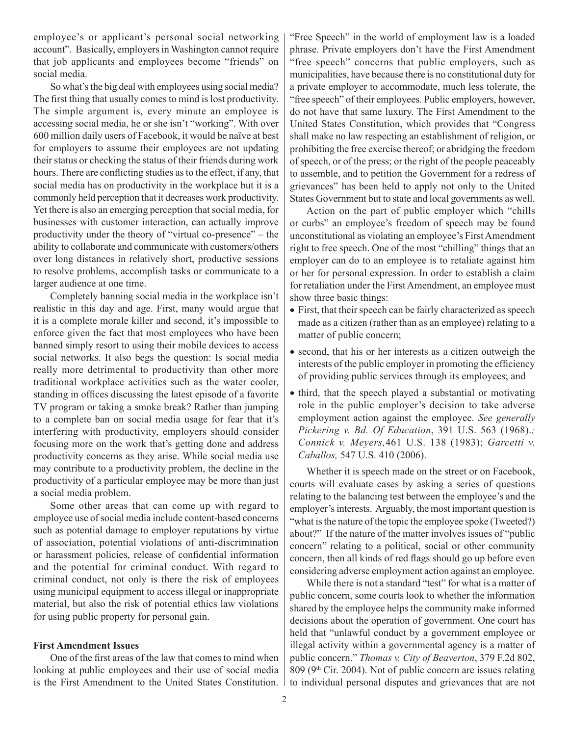employee's or applicant's personal social networking account". Basically, employers in Washington cannot require that job applicants and employees become "friends" on social media.

So what's the big deal with employees using social media? The first thing that usually comes to mind is lost productivity. The simple argument is, every minute an employee is accessing social media, he or she isn't "working". With over 600 million daily users of Facebook, it would be naïve at best for employers to assume their employees are not updating their status or checking the status of their friends during work hours. There are conflicting studies as to the effect, if any, that social media has on productivity in the workplace but it is a commonly held perception that it decreases work productivity. Yet there is also an emerging perception that social media, for businesses with customer interaction, can actually improve productivity under the theory of "virtual co-presence" – the ability to collaborate and communicate with customers/others over long distances in relatively short, productive sessions to resolve problems, accomplish tasks or communicate to a larger audience at one time.

Completely banning social media in the workplace isn't realistic in this day and age. First, many would argue that it is a complete morale killer and second, it's impossible to enforce given the fact that most employees who have been banned simply resort to using their mobile devices to access social networks. It also begs the question: Is social media really more detrimental to productivity than other more traditional workplace activities such as the water cooler, standing in offices discussing the latest episode of a favorite TV program or taking a smoke break? Rather than jumping to a complete ban on social media usage for fear that it's interfering with productivity, employers should consider focusing more on the work that's getting done and address productivity concerns as they arise. While social media use may contribute to a productivity problem, the decline in the productivity of a particular employee may be more than just a social media problem.

Some other areas that can come up with regard to employee use of social media include content-based concerns such as potential damage to employer reputations by virtue of association, potential violations of anti-discrimination or harassment policies, release of confidential information and the potential for criminal conduct. With regard to criminal conduct, not only is there the risk of employees using municipal equipment to access illegal or inappropriate material, but also the risk of potential ethics law violations for using public property for personal gain.

**First Amendment Issues**

One of the first areas of the law that comes to mind when looking at public employees and their use of social media is the First Amendment to the United States Constitution. "Free Speech" in the world of employment law is a loaded phrase. Private employers don't have the First Amendment "free speech" concerns that public employers, such as municipalities, have because there is no constitutional duty for a private employer to accommodate, much less tolerate, the "free speech" of their employees. Public employers, however, do not have that same luxury. The First Amendment to the United States Constitution, which provides that "Congress shall make no law respecting an establishment of religion, or prohibiting the free exercise thereof; or abridging the freedom of speech, or of the press; or the right of the people peaceably to assemble, and to petition the Government for a redress of grievances" has been held to apply not only to the United States Government but to state and local governments as well.

Action on the part of public employer which "chills or curbs" an employee's freedom of speech may be found unconstitutional as violating an employee's First Amendment right to free speech. One of the most "chilling" things that an employer can do to an employee is to retaliate against him or her for personal expression. In order to establish a claim for retaliation under the First Amendment, an employee must show three basic things:

- First, that their speech can be fairly characterized as speech made as a citizen (rather than as an employee) relating to a matter of public concern;
- second, that his or her interests as a citizen outweigh the interests of the public employer in promoting the efficiency of providing public services through its employees; and
- third, that the speech played a substantial or motivating role in the public employer's decision to take adverse employment action against the employee. *See generally Pickering v. Bd. Of Education*, 391 U.S. 563 (1968).*; Connick v. Meyers,*461 U.S. 138 (1983); *Garcetti v. Caballos,* 547 U.S. 410 (2006).

Whether it is speech made on the street or on Facebook, courts will evaluate cases by asking a series of questions relating to the balancing test between the employee's and the employer's interests. Arguably, the most important question is "what is the nature of the topic the employee spoke (Tweeted?) about?" If the nature of the matter involves issues of "public concern" relating to a political, social or other community concern, then all kinds of red flags should go up before even considering adverse employment action against an employee.

While there is not a standard "test" for what is a matter of public concern, some courts look to whether the information shared by the employee helps the community make informed decisions about the operation of government. One court has held that "unlawful conduct by a government employee or illegal activity within a governmental agency is a matter of public concern." *Thomas v. City of Beaverton*, 379 F.2d 802, 809 (9th Cir. 2004). Not of public concern are issues relating to individual personal disputes and grievances that are not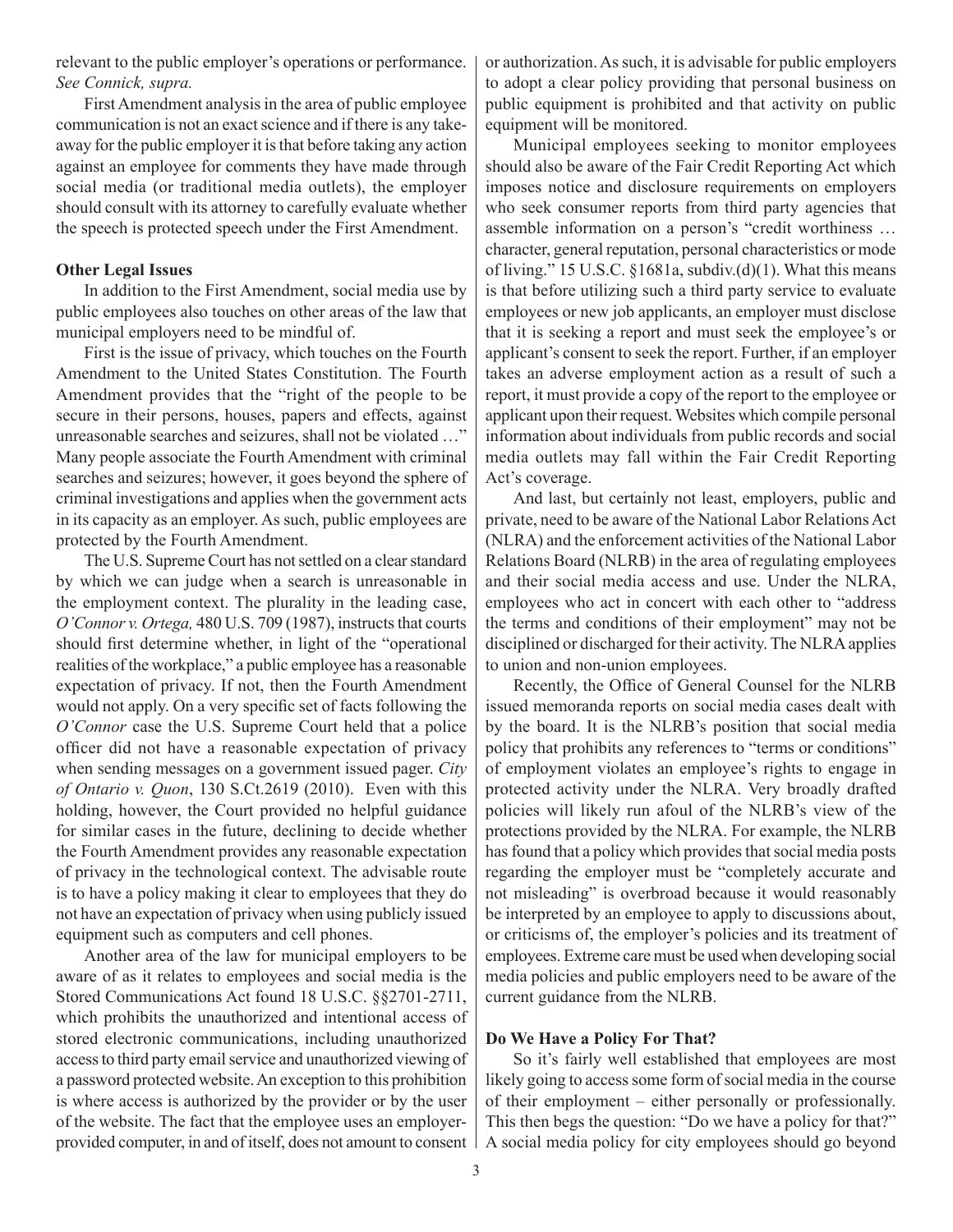relevant to the public employer's operations or performance. *See Connick, supra.*

First Amendment analysis in the area of public employee communication is not an exact science and if there is any take-away for the public employer it is that before taking any action against an employee for comments they have made through social media (or traditional media outlets), the employer should consult with its attorney to carefully evaluate whether the speech is protected speech under the First Amendment.

**Other Legal Issues**

In addition to the First Amendment, social media use by public employees also touches on other areas of the law that municipal employers need to be mindful of.

First is the issue of privacy, which touches on the Fourth Amendment to the United States Constitution. The Fourth Amendment provides that the "right of the people to be secure in their persons, houses, papers and effects, against unreasonable searches and seizures, shall not be violated …" Many people associate the Fourth Amendment with criminal searches and seizures; however, it goes beyond the sphere of criminal investigations and applies when the government acts in its capacity as an employer. As such, public employees are protected by the Fourth Amendment.

The U.S. Supreme Court has not settled on a clear standard by which we can judge when a search is unreasonable in the employment context. The plurality in the leading case, *O'Connor v. Ortega,* 480 U.S. 709 (1987), instructs that courts should first determine whether, in light of the "operational realities of the workplace," a public employee has a reasonable expectation of privacy. If not, then the Fourth Amendment would not apply. On a very specific set of facts following the *O'Connor* case the U.S. Supreme Court held that a police officer did not have a reasonable expectation of privacy when sending messages on a government issued pager. *City of Ontario v. Quon*, 130 S.Ct.2619 (2010). Even with this holding, however, the Court provided no helpful guidance for similar cases in the future, declining to decide whether the Fourth Amendment provides any reasonable expectation of privacy in the technological context. The advisable route is to have a policy making it clear to employees that they do not have an expectation of privacy when using publicly issued equipment such as computers and cell phones.

Another area of the law for municipal employers to be aware of as it relates to employees and social media is the Stored Communications Act found 18 U.S.C. §§2701-2711, which prohibits the unauthorized and intentional access of stored electronic communications, including unauthorized access to third party email service and unauthorized viewing of a password protected website. An exception to this prohibition is where access is authorized by the provider or by the user of the website. The fact that the employee uses an employer-provided computer, in and of itself, does not amount to consent or authorization. As such, it is advisable for public employers to adopt a clear policy providing that personal business on public equipment is prohibited and that activity on public equipment will be monitored.

Municipal employees seeking to monitor employees should also be aware of the Fair Credit Reporting Act which imposes notice and disclosure requirements on employers who seek consumer reports from third party agencies that assemble information on a person's "credit worthiness … character, general reputation, personal characteristics or mode of living." 15 U.S.C. §1681a, subdiv.(d)(1). What this means is that before utilizing such a third party service to evaluate employees or new job applicants, an employer must disclose that it is seeking a report and must seek the employee's or applicant's consent to seek the report. Further, if an employer takes an adverse employment action as a result of such a report, it must provide a copy of the report to the employee or applicant upon their request. Websites which compile personal information about individuals from public records and social media outlets may fall within the Fair Credit Reporting Act's coverage.

And last, but certainly not least, employers, public and private, need to be aware of the National Labor Relations Act (NLRA) and the enforcement activities of the National Labor Relations Board (NLRB) in the area of regulating employees and their social media access and use. Under the NLRA, employees who act in concert with each other to "address the terms and conditions of their employment" may not be disciplined or discharged for their activity. The NLRA applies to union and non-union employees.

Recently, the Office of General Counsel for the NLRB issued memoranda reports on social media cases dealt with by the board. It is the NLRB's position that social media policy that prohibits any references to "terms or conditions" of employment violates an employee's rights to engage in protected activity under the NLRA. Very broadly drafted policies will likely run afoul of the NLRB's view of the protections provided by the NLRA. For example, the NLRB has found that a policy which provides that social media posts regarding the employer must be "completely accurate and not misleading" is overbroad because it would reasonably be interpreted by an employee to apply to discussions about, or criticisms of, the employer's policies and its treatment of employees. Extreme care must be used when developing social media policies and public employers need to be aware of the current guidance from the NLRB.

**Do We Have a Policy For That?**

So it's fairly well established that employees are most likely going to access some form of social media in the course of their employment – either personally or professionally. This then begs the question: "Do we have a policy for that?" A social media policy for city employees should go beyond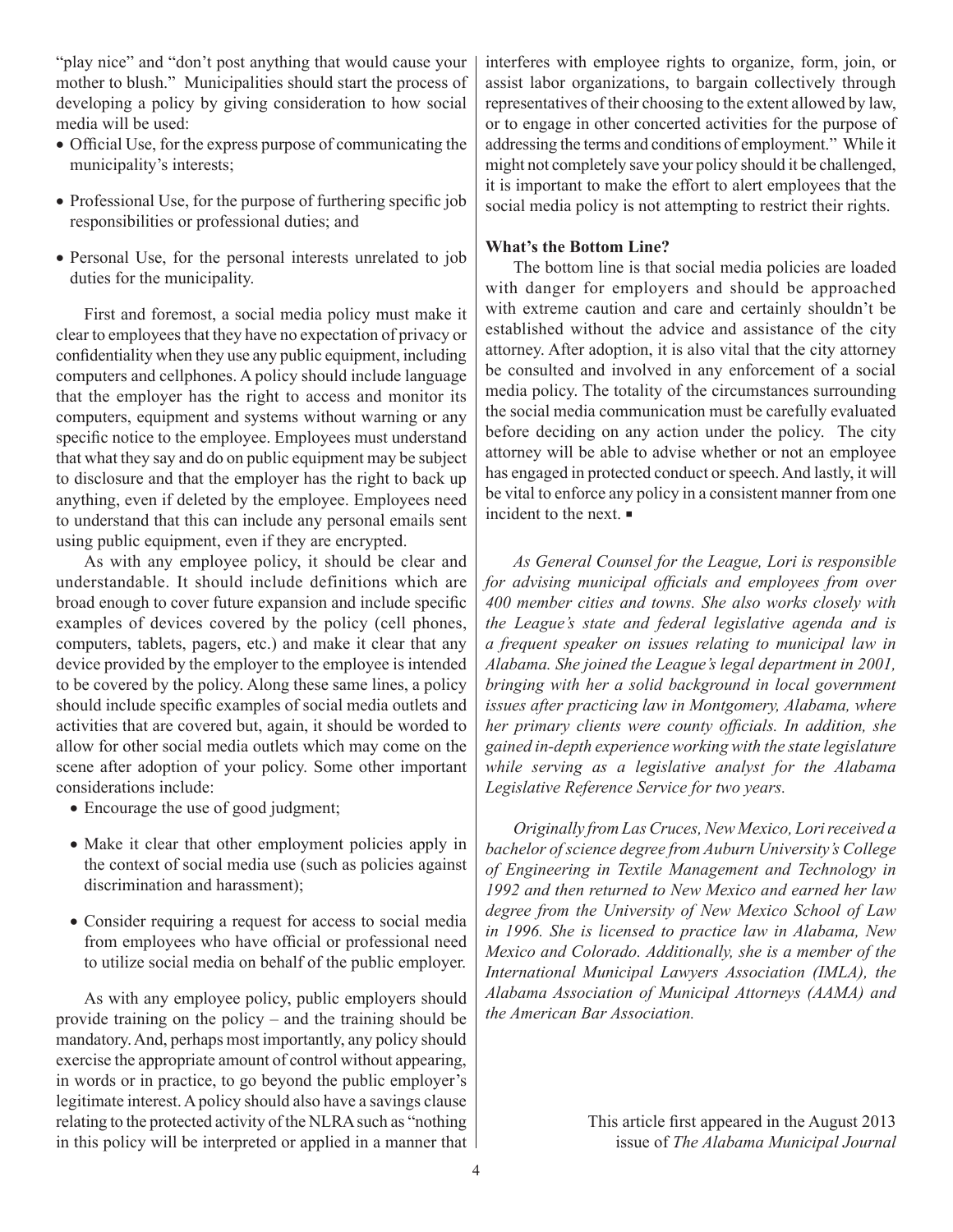"play nice" and "don't post anything that would cause your mother to blush." Municipalities should start the process of developing a policy by giving consideration to how social media will be used:

- Official Use, for the express purpose of communicating the municipality's interests;
- Professional Use, for the purpose of furthering specific job responsibilities or professional duties; and
- Personal Use, for the personal interests unrelated to job duties for the municipality.

First and foremost, a social media policy must make it clear to employees that they have no expectation of privacy or confidentiality when they use any public equipment, including computers and cellphones. A policy should include language that the employer has the right to access and monitor its computers, equipment and systems without warning or any specific notice to the employee. Employees must understand that what they say and do on public equipment may be subject to disclosure and that the employer has the right to back up anything, even if deleted by the employee. Employees need to understand that this can include any personal emails sent using public equipment, even if they are encrypted.

As with any employee policy, it should be clear and understandable. It should include definitions which are broad enough to cover future expansion and include specific examples of devices covered by the policy (cell phones, computers, tablets, pagers, etc.) and make it clear that any device provided by the employer to the employee is intended to be covered by the policy. Along these same lines, a policy should include specific examples of social media outlets and activities that are covered but, again, it should be worded to allow for other social media outlets which may come on the scene after adoption of your policy. Some other important considerations include:

- Encourage the use of good judgment;
- Make it clear that other employment policies apply in the context of social media use (such as policies against discrimination and harassment);
- Consider requiring a request for access to social media from employees who have official or professional need to utilize social media on behalf of the public employer.

As with any employee policy, public employers should provide training on the policy – and the training should be mandatory. And, perhaps most importantly, any policy should exercise the appropriate amount of control without appearing, in words or in practice, to go beyond the public employer's legitimate interest. A policy should also have a savings clause relating to the protected activity of the NLRA such as "nothing in this policy will be interpreted or applied in a manner that interferes with employee rights to organize, form, join, or assist labor organizations, to bargain collectively through representatives of their choosing to the extent allowed by law, or to engage in other concerted activities for the purpose of addressing the terms and conditions of employment." While it might not completely save your policy should it be challenged, it is important to make the effort to alert employees that the social media policy is not attempting to restrict their rights.

**What's the Bottom Line?**

The bottom line is that social media policies are loaded with danger for employers and should be approached with extreme caution and care and certainly shouldn't be established without the advice and assistance of the city attorney. After adoption, it is also vital that the city attorney be consulted and involved in any enforcement of a social media policy. The totality of the circumstances surrounding the social media communication must be carefully evaluated before deciding on any action under the policy. The city attorney will be able to advise whether or not an employee has engaged in protected conduct or speech. And lastly, it will be vital to enforce any policy in a consistent manner from one incident to the next. ■

*As General Counsel for the League, Lori is responsible for advising municipal officials and employees from over 400 member cities and towns. She also works closely with the League's state and federal legislative agenda and is a frequent speaker on issues relating to municipal law in Alabama. She joined the League's legal department in 2001, bringing with her a solid background in local government issues after practicing law in Montgomery, Alabama, where her primary clients were county officials. In addition, she gained in-depth experience working with the state legislature while serving as a legislative analyst for the Alabama Legislative Reference Service for two years.*

*Originally from Las Cruces, New Mexico, Lori received a bachelor of science degree from Auburn University's College of Engineering in Textile Management and Technology in 1992 and then returned to New Mexico and earned her law degree from the University of New Mexico School of Law in 1996. She is licensed to practice law in Alabama, New Mexico and Colorado. Additionally, she is a member of the International Municipal Lawyers Association (IMLA), the Alabama Association of Municipal Attorneys (AAMA) and the American Bar Association.*

This article first appeared in the August 2013 issue of *The Alabama Municipal Journal*